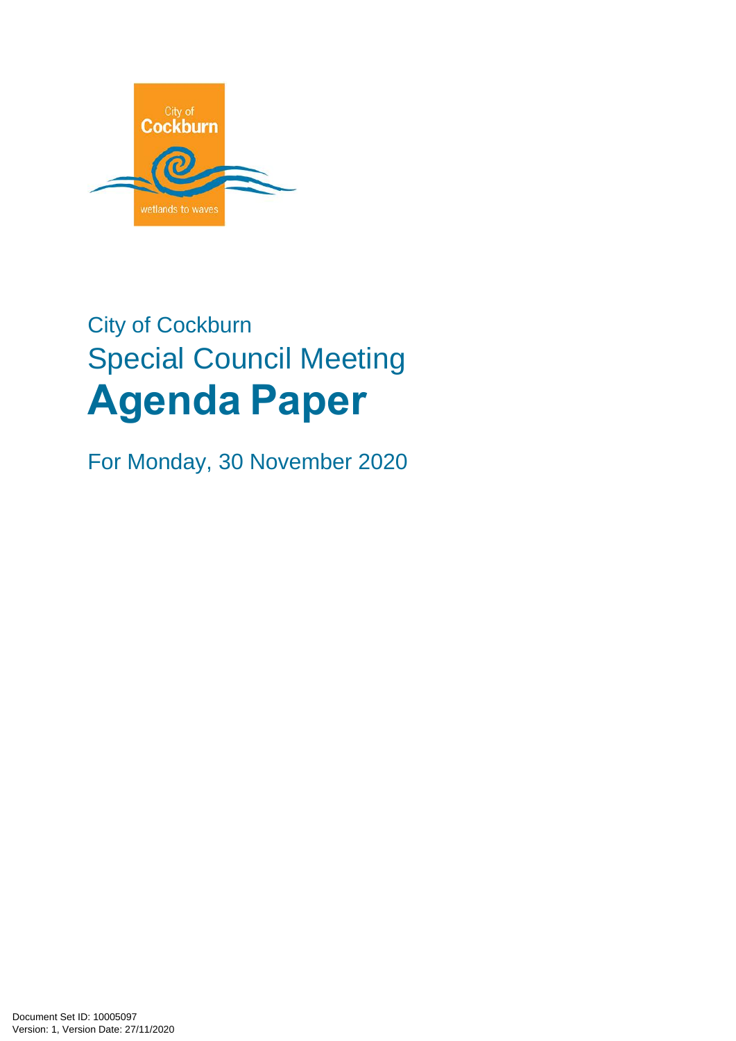City of Cockburn

Special Council Meeting

# Agenda Paper

For Monday, 30 November 2020

Document Set ID: 10005097
Version: 1, Version Date: 27/11/2020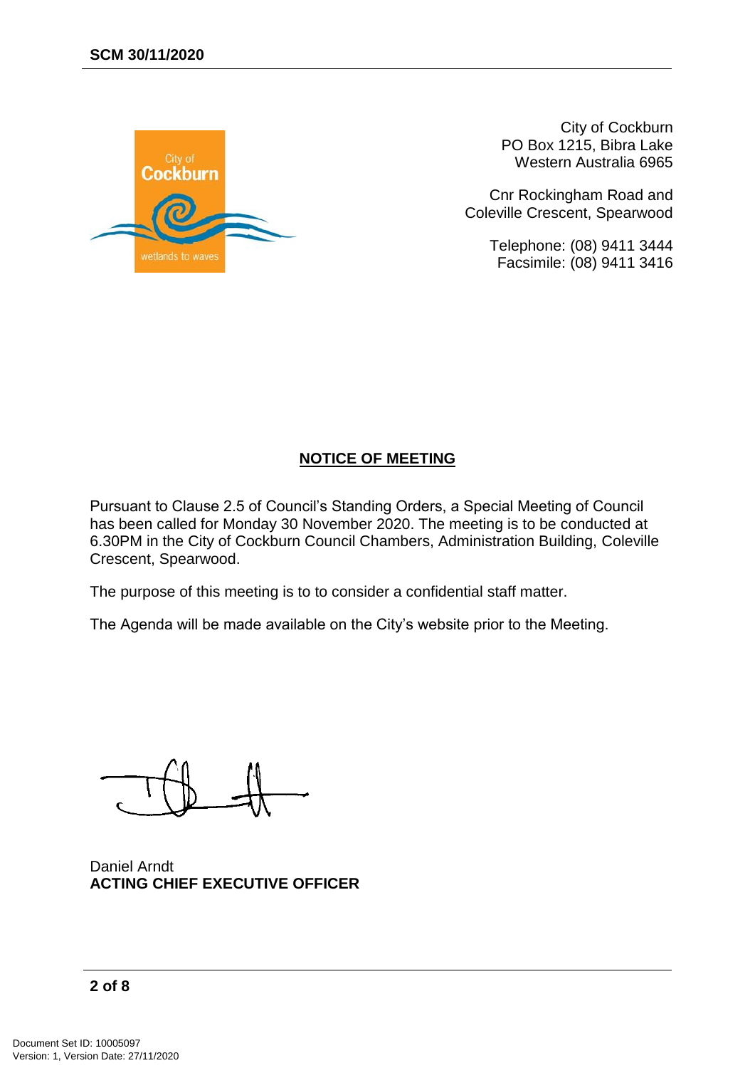City of Cockburn
PO Box 1215, Bibra Lake
Western Australia 6965

Cnr Rockingham Road and
Coleville Crescent, Spearwood

Telephone: (08) 9411 3444
Facsimile: (08) 9411 3416

## NOTICE OF MEETING

Pursuant to Clause 2.5 of Council's Standing Orders, a Special Meeting of Council has been called for Monday 30 November 2020. The meeting is to be conducted at 6.30PM in the City of Cockburn Council Chambers, Administration Building, Coleville Crescent, Spearwood.

The purpose of this meeting is to to consider a confidential staff matter.

The Agenda will be made available on the City's website prior to the Meeting.

Daniel Arndt
**ACTING CHIEF EXECUTIVE OFFICER**

Document Set ID: 10005097
Version: 1, Version Date: 27/11/2020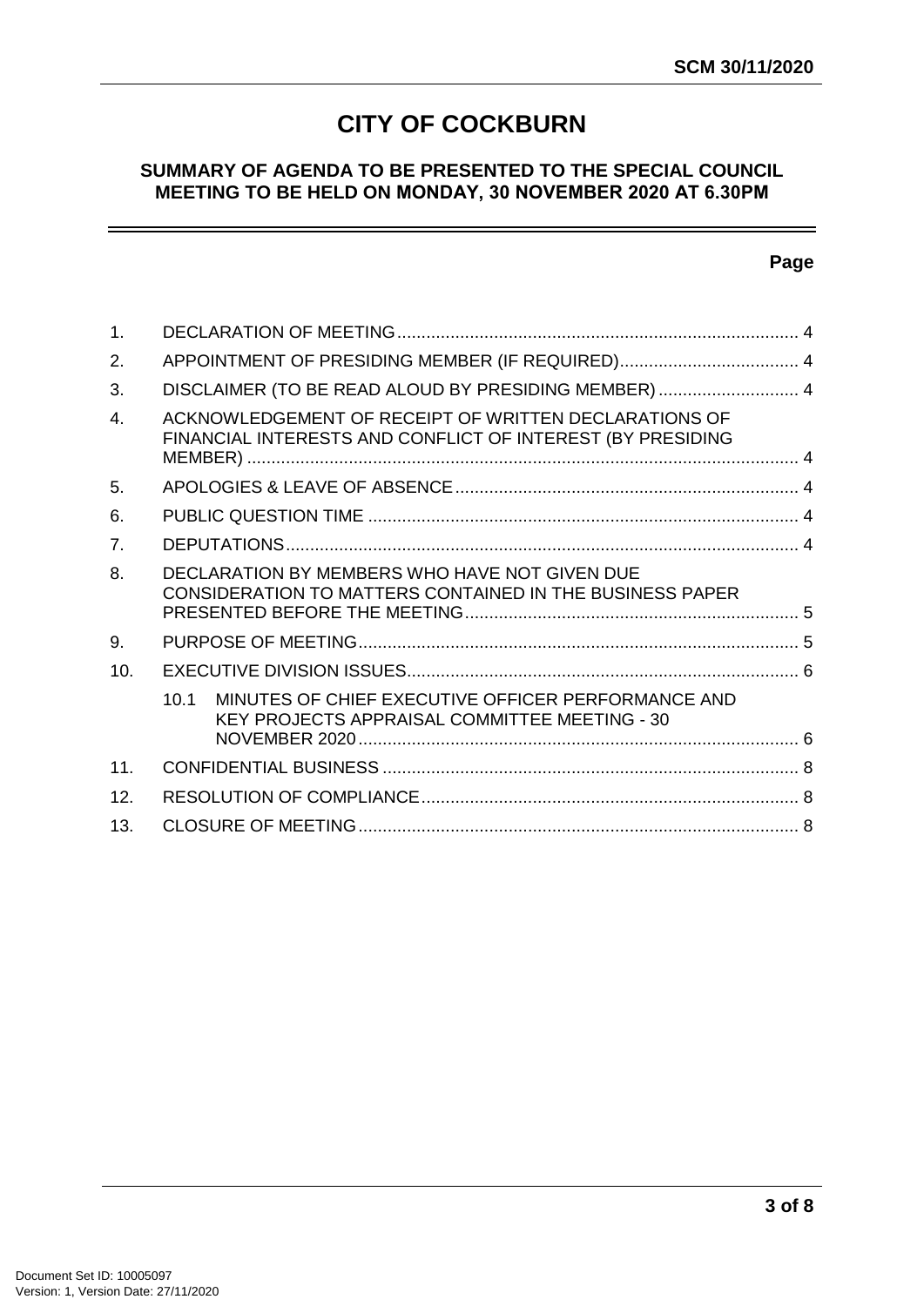# CITY OF COCKBURN

## SUMMARY OF AGENDA TO BE PRESENTED TO THE SPECIAL COUNCIL MEETING TO BE HELD ON MONDAY, 30 NOVEMBER 2020 AT 6.30PM

| | | Page |
|---|---|---|
| 1. | DECLARATION OF MEETING | 4 |
| 2. | APPOINTMENT OF PRESIDING MEMBER (IF REQUIRED) | 4 |
| 3. | DISCLAIMER (TO BE READ ALOUD BY PRESIDING MEMBER) | 4 |
| 4. | ACKNOWLEDGEMENT OF RECEIPT OF WRITTEN DECLARATIONS OF FINANCIAL INTERESTS AND CONFLICT OF INTEREST (BY PRESIDING MEMBER) | 4 |
| 5. | APOLOGIES & LEAVE OF ABSENCE | 4 |
| 6. | PUBLIC QUESTION TIME | 4 |
| 7. | DEPUTATIONS | 4 |
| 8. | DECLARATION BY MEMBERS WHO HAVE NOT GIVEN DUE CONSIDERATION TO MATTERS CONTAINED IN THE BUSINESS PAPER PRESENTED BEFORE THE MEETING | 5 |
| 9. | PURPOSE OF MEETING | 5 |
| 10. | EXECUTIVE DIVISION ISSUES | 6 |
| | 10.1 MINUTES OF CHIEF EXECUTIVE OFFICER PERFORMANCE AND KEY PROJECTS APPRAISAL COMMITTEE MEETING - 30 NOVEMBER 2020 | 6 |
| 11. | CONFIDENTIAL BUSINESS | 8 |
| 12. | RESOLUTION OF COMPLIANCE | 8 |
| 13. | CLOSURE OF MEETING | 8 |

Document Set ID: 10005097
Version: 1, Version Date: 27/11/2020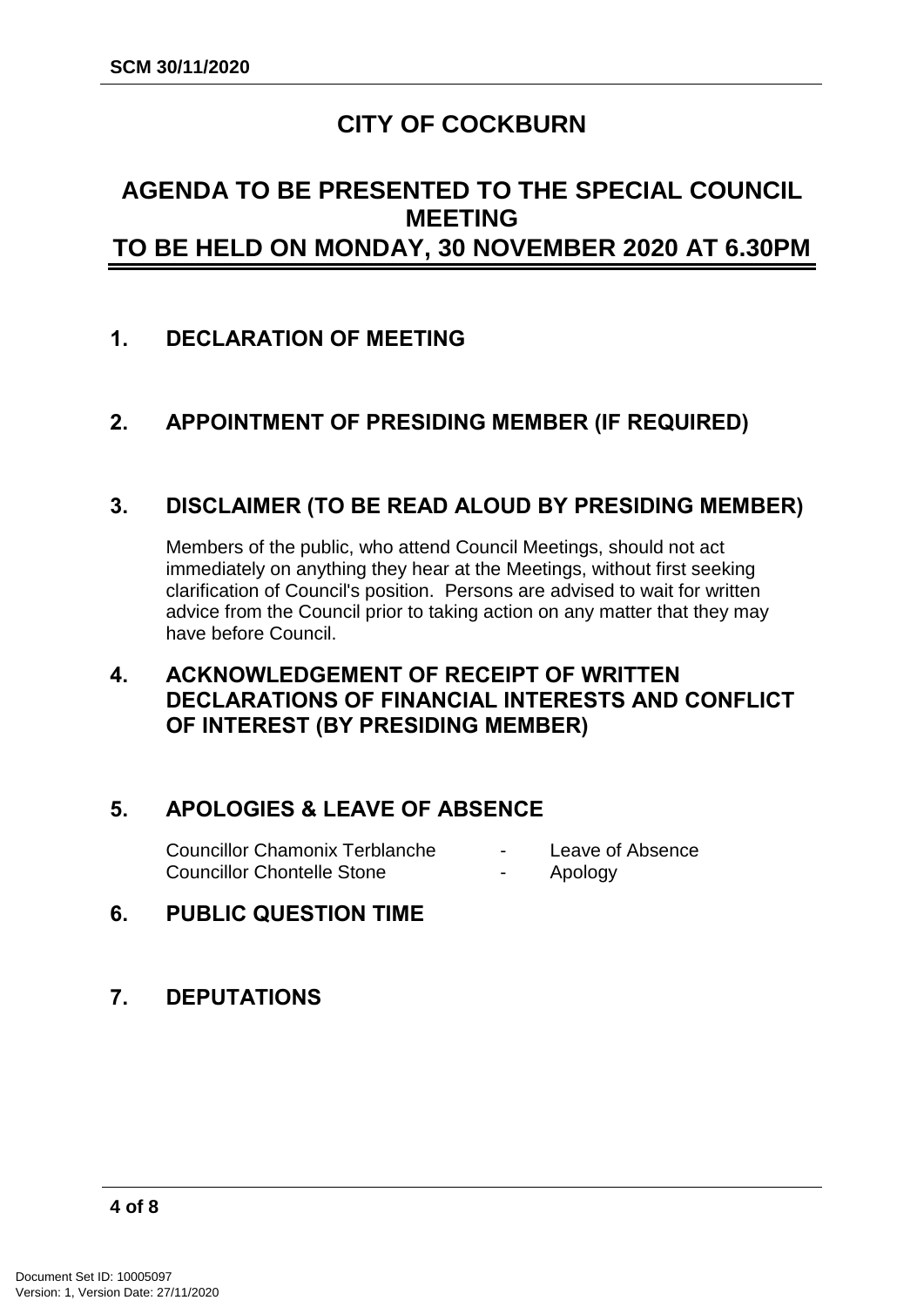# CITY OF COCKBURN

## AGENDA TO BE PRESENTED TO THE SPECIAL COUNCIL MEETING TO BE HELD ON MONDAY, 30 NOVEMBER 2020 AT 6.30PM

### 1. DECLARATION OF MEETING

### 2. APPOINTMENT OF PRESIDING MEMBER (IF REQUIRED)

### 3. DISCLAIMER (TO BE READ ALOUD BY PRESIDING MEMBER)

Members of the public, who attend Council Meetings, should not act immediately on anything they hear at the Meetings, without first seeking clarification of Council's position. Persons are advised to wait for written advice from the Council prior to taking action on any matter that they may have before Council.

### 4. ACKNOWLEDGEMENT OF RECEIPT OF WRITTEN DECLARATIONS OF FINANCIAL INTERESTS AND CONFLICT OF INTEREST (BY PRESIDING MEMBER)

### 5. APOLOGIES & LEAVE OF ABSENCE

| | | |
|---|---|---|
| Councillor Chamonix Terblanche | - | Leave of Absence |
| Councillor Chontelle Stone | - | Apology |

### 6. PUBLIC QUESTION TIME

### 7. DEPUTATIONS

Document Set ID: 10005097
Version: 1, Version Date: 27/11/2020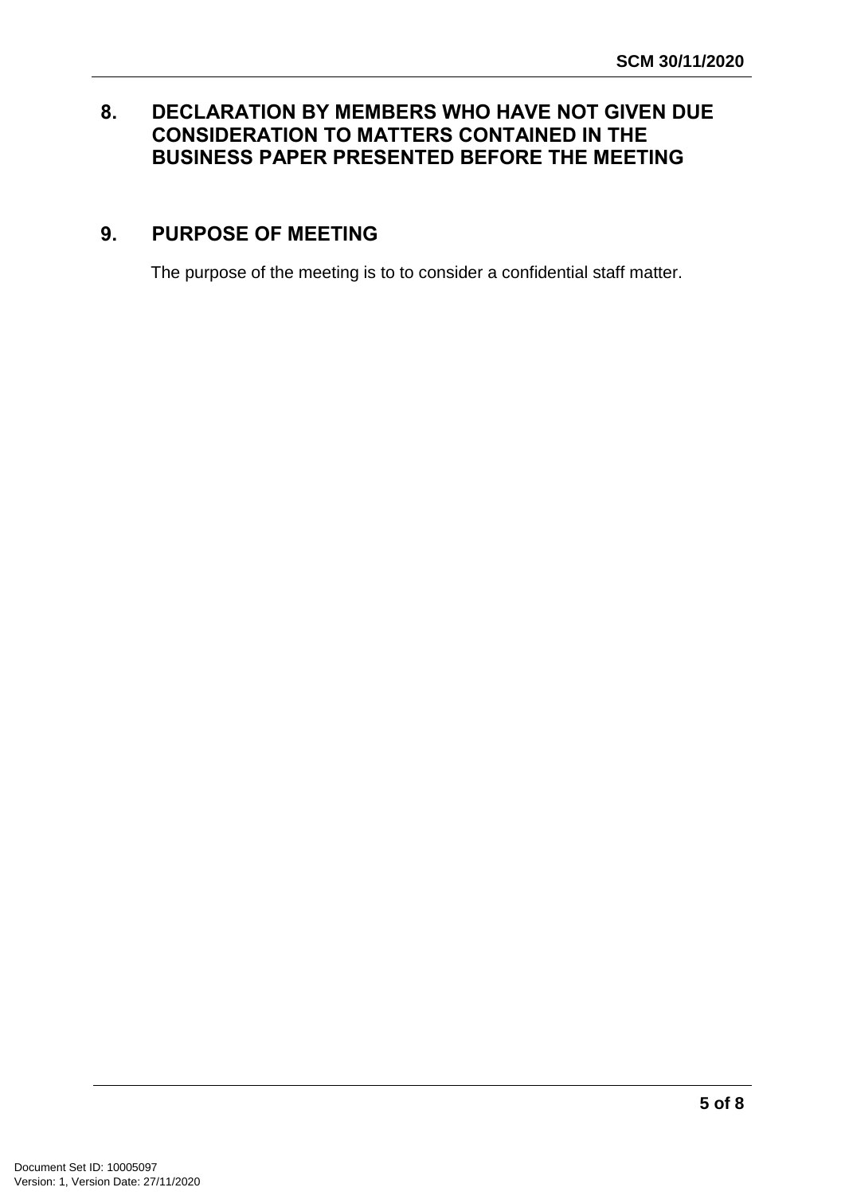## 8. DECLARATION BY MEMBERS WHO HAVE NOT GIVEN DUE CONSIDERATION TO MATTERS CONTAINED IN THE BUSINESS PAPER PRESENTED BEFORE THE MEETING

## 9. PURPOSE OF MEETING

The purpose of the meeting is to to consider a confidential staff matter.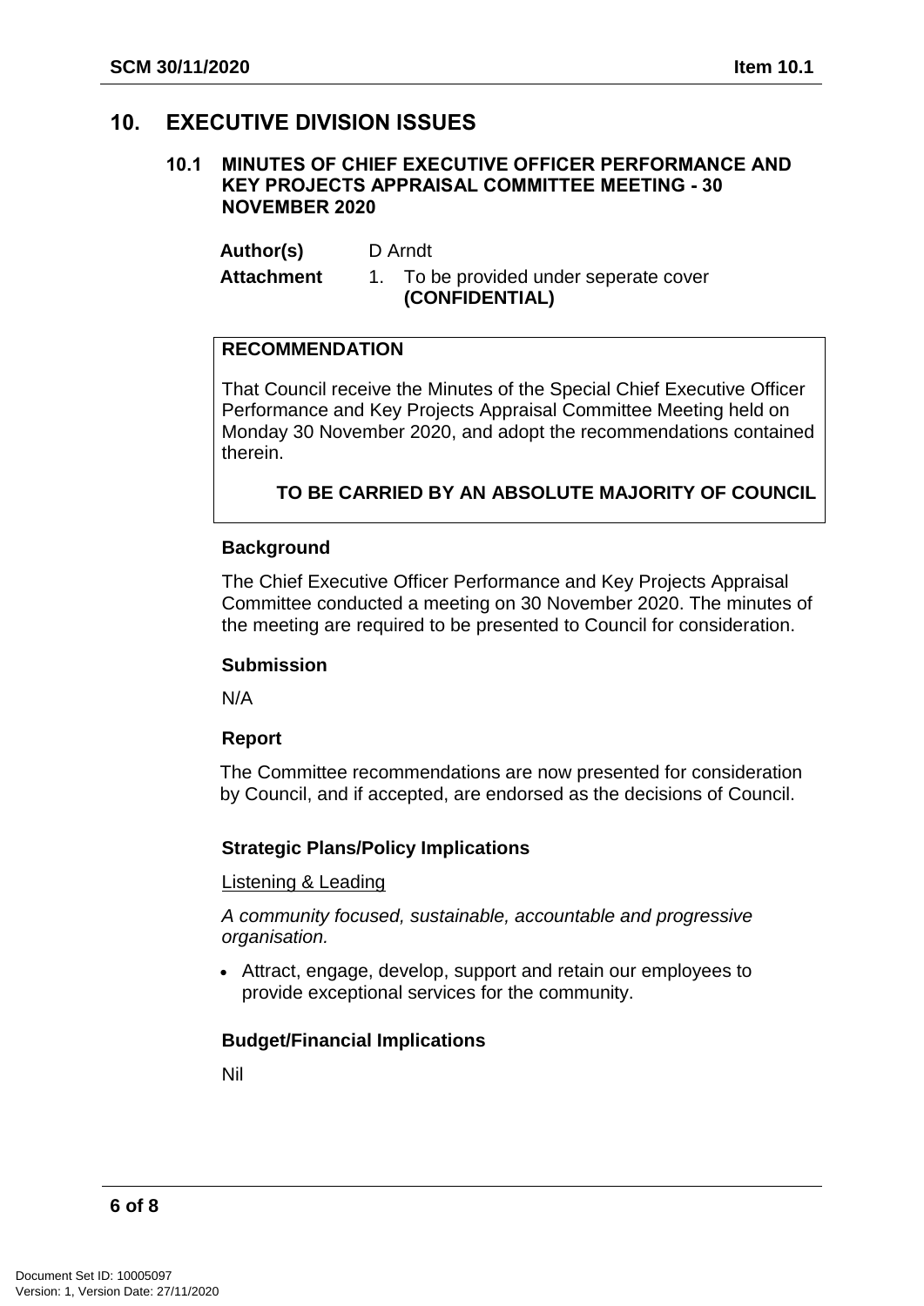# 10. EXECUTIVE DIVISION ISSUES

## 10.1 MINUTES OF CHIEF EXECUTIVE OFFICER PERFORMANCE AND KEY PROJECTS APPRAISAL COMMITTEE MEETING - 30 NOVEMBER 2020

| | |
|---|---|
| **Author(s)** | D Arndt |
| **Attachment** | 1. To be provided under seperate cover **(CONFIDENTIAL)** |

**RECOMMENDATION**

That Council receive the Minutes of the Special Chief Executive Officer Performance and Key Projects Appraisal Committee Meeting held on Monday 30 November 2020, and adopt the recommendations contained therein.

**TO BE CARRIED BY AN ABSOLUTE MAJORITY OF COUNCIL**

### Background

The Chief Executive Officer Performance and Key Projects Appraisal Committee conducted a meeting on 30 November 2020. The minutes of the meeting are required to be presented to Council for consideration.

### Submission

N/A

### Report

The Committee recommendations are now presented for consideration by Council, and if accepted, are endorsed as the decisions of Council.

### Strategic Plans/Policy Implications

Listening & Leading

*A community focused, sustainable, accountable and progressive organisation.*

- Attract, engage, develop, support and retain our employees to provide exceptional services for the community.

### Budget/Financial Implications

Nil

Document Set ID: 10005097
Version: 1, Version Date: 27/11/2020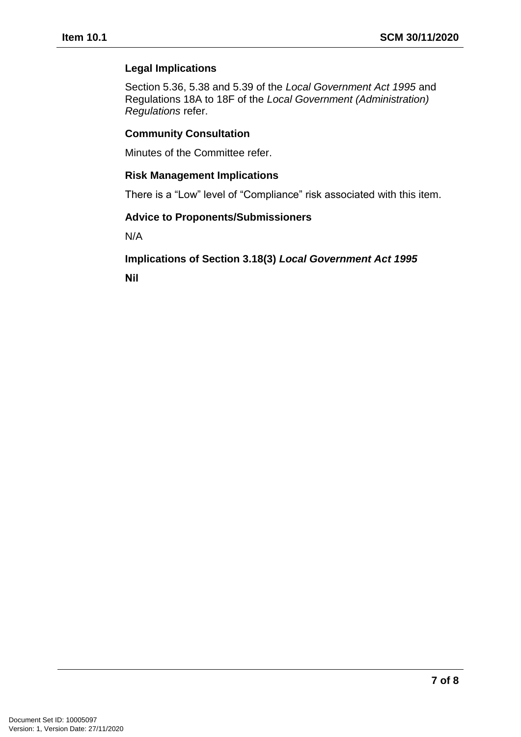### Legal Implications

Section 5.36, 5.38 and 5.39 of the *Local Government Act 1995* and Regulations 18A to 18F of the *Local Government (Administration) Regulations* refer.

### Community Consultation

Minutes of the Committee refer.

### Risk Management Implications

There is a "Low" level of "Compliance" risk associated with this item.

### Advice to Proponents/Submissioners

N/A

### Implications of Section 3.18(3) *Local Government Act 1995*

**Nil**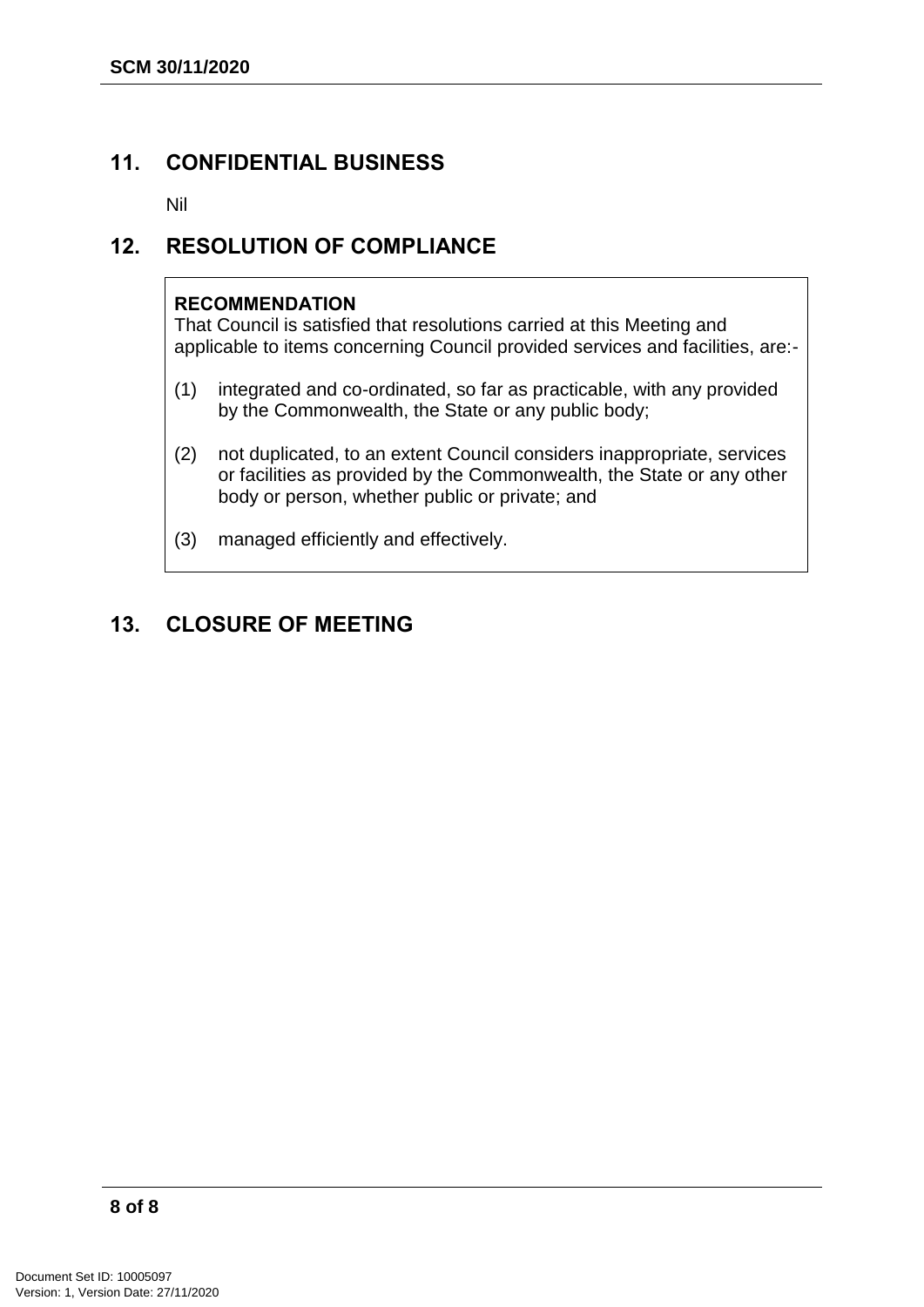## 11. CONFIDENTIAL BUSINESS

Nil

## 12. RESOLUTION OF COMPLIANCE

**RECOMMENDATION**
That Council is satisfied that resolutions carried at this Meeting and applicable to items concerning Council provided services and facilities, are:-

(1) integrated and co-ordinated, so far as practicable, with any provided by the Commonwealth, the State or any public body;

(2) not duplicated, to an extent Council considers inappropriate, services or facilities as provided by the Commonwealth, the State or any other body or person, whether public or private; and

(3) managed efficiently and effectively.

## 13. CLOSURE OF MEETING

Document Set ID: 10005097
Version: 1, Version Date: 27/11/2020